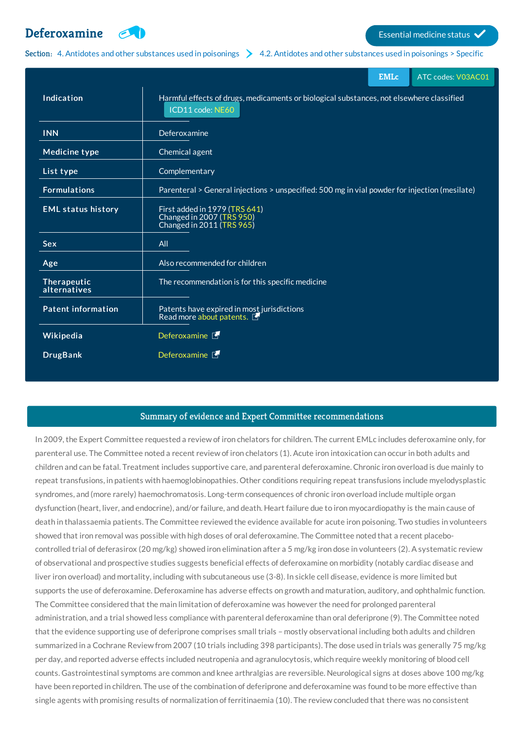# Deferoxamine

Essential medicine status ✓

Section: 4. Antidotes and other substances used in poisonings > 4.2. Antidotes and other substances used in poisonings > Specific

EMLc | ATC codes: V03AC01

| | |
|---|---|
| **Indication** | Harmful effects of drugs, medicaments or biological substances, not elsewhere classified ICD11 code: NE60 |
| **INN** | Deferoxamine |
| **Medicine type** | Chemical agent |
| **List type** | Complementary |
| **Formulations** | Parenteral > General injections > unspecified: 500 mg in vial powder for injection (mesilate) |
| **EML status history** | First added in 1979 (TRS 641)<br>Changed in 2007 (TRS 950)<br>Changed in 2011 (TRS 965) |
| **Sex** | All |
| **Age** | Also recommended for children |
| **Therapeutic alternatives** | The recommendation is for this specific medicine |
| **Patent information** | Patents have expired in most jurisdictions<br>Read more about patents. |
| **Wikipedia** | Deferoxamine |
| **DrugBank** | Deferoxamine |

## Summary of evidence and Expert Committee recommendations

In 2009, the Expert Committee requested a review of iron chelators for children. The current EMLc includes deferoxamine only, for parenteral use. The Committee noted a recent review of iron chelators (1). Acute iron intoxication can occur in both adults and children and can be fatal. Treatment includes supportive care, and parenteral deferoxamine. Chronic iron overload is due mainly to repeat transfusions, in patients with haemoglobinopathies. Other conditions requiring repeat transfusions include myelodysplastic syndromes, and (more rarely) haemochromatosis. Long-term consequences of chronic iron overload include multiple organ dysfunction (heart, liver, and endocrine), and/or failure, and death. Heart failure due to iron myocardiopathy is the main cause of death in thalassaemia patients. The Committee reviewed the evidence available for acute iron poisoning. Two studies in volunteers showed that iron removal was possible with high doses of oral deferoxamine. The Committee noted that a recent placebo-controlled trial of deferasirox (20 mg/kg) showed iron elimination after a 5 mg/kg iron dose in volunteers (2). A systematic review of observational and prospective studies suggests beneficial effects of deferoxamine on morbidity (notably cardiac disease and liver iron overload) and mortality, including with subcutaneous use (3-8). In sickle cell disease, evidence is more limited but supports the use of deferoxamine. Deferoxamine has adverse effects on growth and maturation, auditory, and ophthalmic function. The Committee considered that the main limitation of deferoxamine was however the need for prolonged parenteral administration, and a trial showed less compliance with parenteral deferoxamine than oral deferiprone (9). The Committee noted that the evidence supporting use of deferiprone comprises small trials – mostly observational including both adults and children summarized in a Cochrane Review from 2007 (10 trials including 398 participants). The dose used in trials was generally 75 mg/kg per day, and reported adverse effects included neutropenia and agranulocytosis, which require weekly monitoring of blood cell counts. Gastrointestinal symptoms are common and knee arthralgias are reversible. Neurological signs at doses above 100 mg/kg have been reported in children. The use of the combination of deferiprone and deferoxamine was found to be more effective than single agents with promising results of normalization of ferritinaemia (10). The review concluded that there was no consistent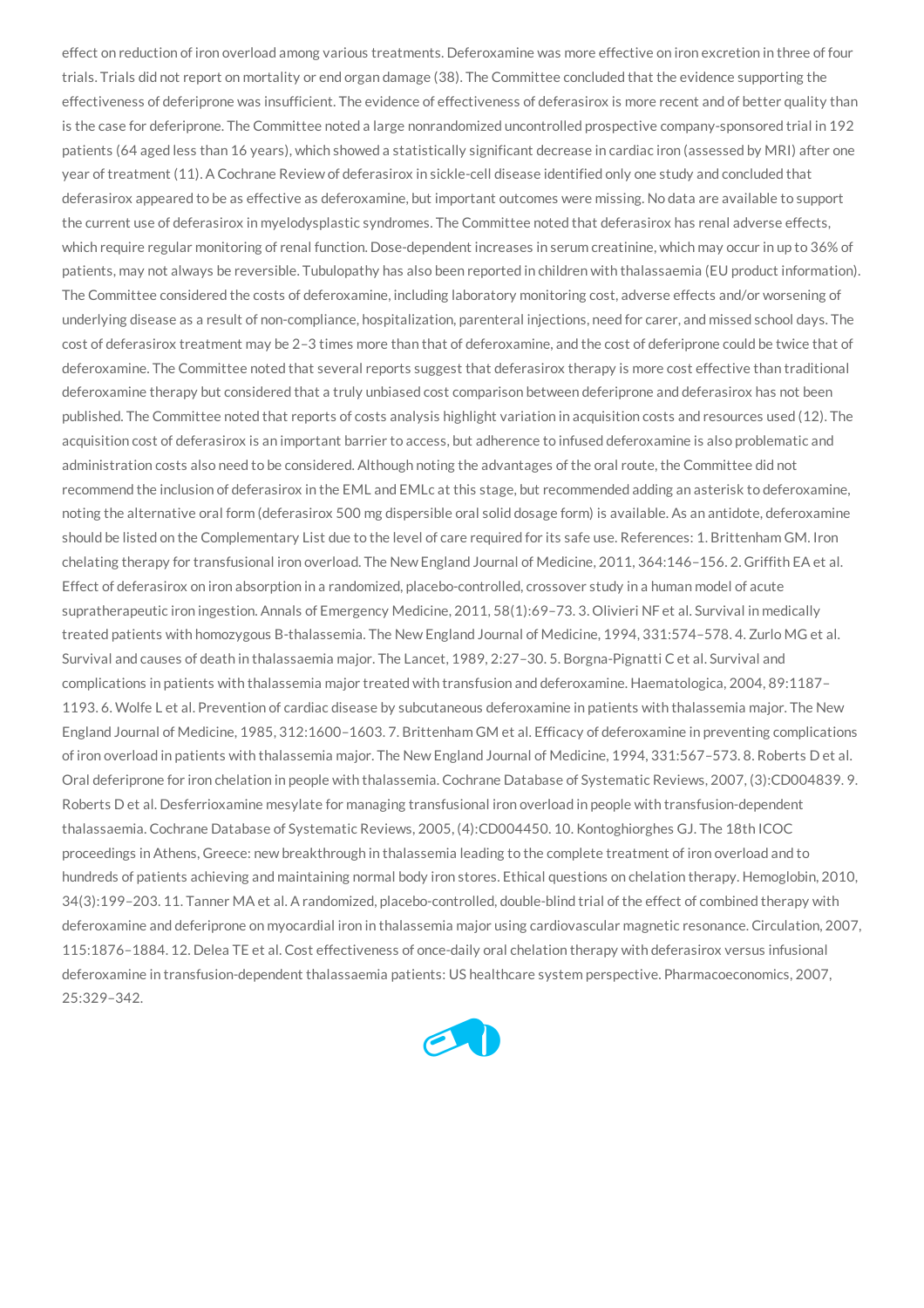effect on reduction of iron overload among various treatments. Deferoxamine was more effective on iron excretion in three of four trials. Trials did not report on mortality or end organ damage (38). The Committee concluded that the evidence supporting the effectiveness of deferiprone was insufficient. The evidence of effectiveness of deferasirox is more recent and of better quality than is the case for deferiprone. The Committee noted a large nonrandomized uncontrolled prospective company-sponsored trial in 192 patients (64 aged less than 16 years), which showed a statistically significant decrease in cardiac iron (assessed by MRI) after one year of treatment (11). A Cochrane Review of deferasirox in sickle-cell disease identified only one study and concluded that deferasirox appeared to be as effective as deferoxamine, but important outcomes were missing. No data are available to support the current use of deferasirox in myelodysplastic syndromes. The Committee noted that deferasirox has renal adverse effects, which require regular monitoring of renal function. Dose-dependent increases in serum creatinine, which may occur in up to 36% of patients, may not always be reversible. Tubulopathy has also been reported in children with thalassaemia (EU product information). The Committee considered the costs of deferoxamine, including laboratory monitoring cost, adverse effects and/or worsening of underlying disease as a result of non-compliance, hospitalization, parenteral injections, need for carer, and missed school days. The cost of deferasirox treatment may be 2–3 times more than that of deferoxamine, and the cost of deferiprone could be twice that of deferoxamine. The Committee noted that several reports suggest that deferasirox therapy is more cost effective than traditional deferoxamine therapy but considered that a truly unbiased cost comparison between deferiprone and deferasirox has not been published. The Committee noted that reports of costs analysis highlight variation in acquisition costs and resources used (12). The acquisition cost of deferasirox is an important barrier to access, but adherence to infused deferoxamine is also problematic and administration costs also need to be considered. Although noting the advantages of the oral route, the Committee did not recommend the inclusion of deferasirox in the EML and EMLc at this stage, but recommended adding an asterisk to deferoxamine, noting the alternative oral form (deferasirox 500 mg dispersible oral solid dosage form) is available. As an antidote, deferoxamine should be listed on the Complementary List due to the level of care required for its safe use. References: 1. Brittenham GM. Iron chelating therapy for transfusional iron overload. The New England Journal of Medicine, 2011, 364:146–156. 2. Griffith EA et al. Effect of deferasirox on iron absorption in a randomized, placebo-controlled, crossover study in a human model of acute supratherapeutic iron ingestion. Annals of Emergency Medicine, 2011, 58(1):69–73. 3. Olivieri NF et al. Survival in medically treated patients with homozygous B-thalassemia. The New England Journal of Medicine, 1994, 331:574–578. 4. Zurlo MG et al. Survival and causes of death in thalassaemia major. The Lancet, 1989, 2:27–30. 5. Borgna-Pignatti C et al. Survival and complications in patients with thalassemia major treated with transfusion and deferoxamine. Haematologica, 2004, 89:1187–1193. 6. Wolfe L et al. Prevention of cardiac disease by subcutaneous deferoxamine in patients with thalassemia major. The New England Journal of Medicine, 1985, 312:1600–1603. 7. Brittenham GM et al. Efficacy of deferoxamine in preventing complications of iron overload in patients with thalassemia major. The New England Journal of Medicine, 1994, 331:567–573. 8. Roberts D et al. Oral deferiprone for iron chelation in people with thalassemia. Cochrane Database of Systematic Reviews, 2007, (3):CD004839. 9. Roberts D et al. Desferrioxamine mesylate for managing transfusional iron overload in people with transfusion-dependent thalassaemia. Cochrane Database of Systematic Reviews, 2005, (4):CD004450. 10. Kontoghiorghes GJ. The 18th ICOC proceedings in Athens, Greece: new breakthrough in thalassemia leading to the complete treatment of iron overload and to hundreds of patients achieving and maintaining normal body iron stores. Ethical questions on chelation therapy. Hemoglobin, 2010, 34(3):199–203. 11. Tanner MA et al. A randomized, placebo-controlled, double-blind trial of the effect of combined therapy with deferoxamine and deferiprone on myocardial iron in thalassemia major using cardiovascular magnetic resonance. Circulation, 2007, 115:1876–1884. 12. Delea TE et al. Cost effectiveness of once-daily oral chelation therapy with deferasirox versus infusional deferoxamine in transfusion-dependent thalassaemia patients: US healthcare system perspective. Pharmacoeconomics, 2007, 25:329–342.